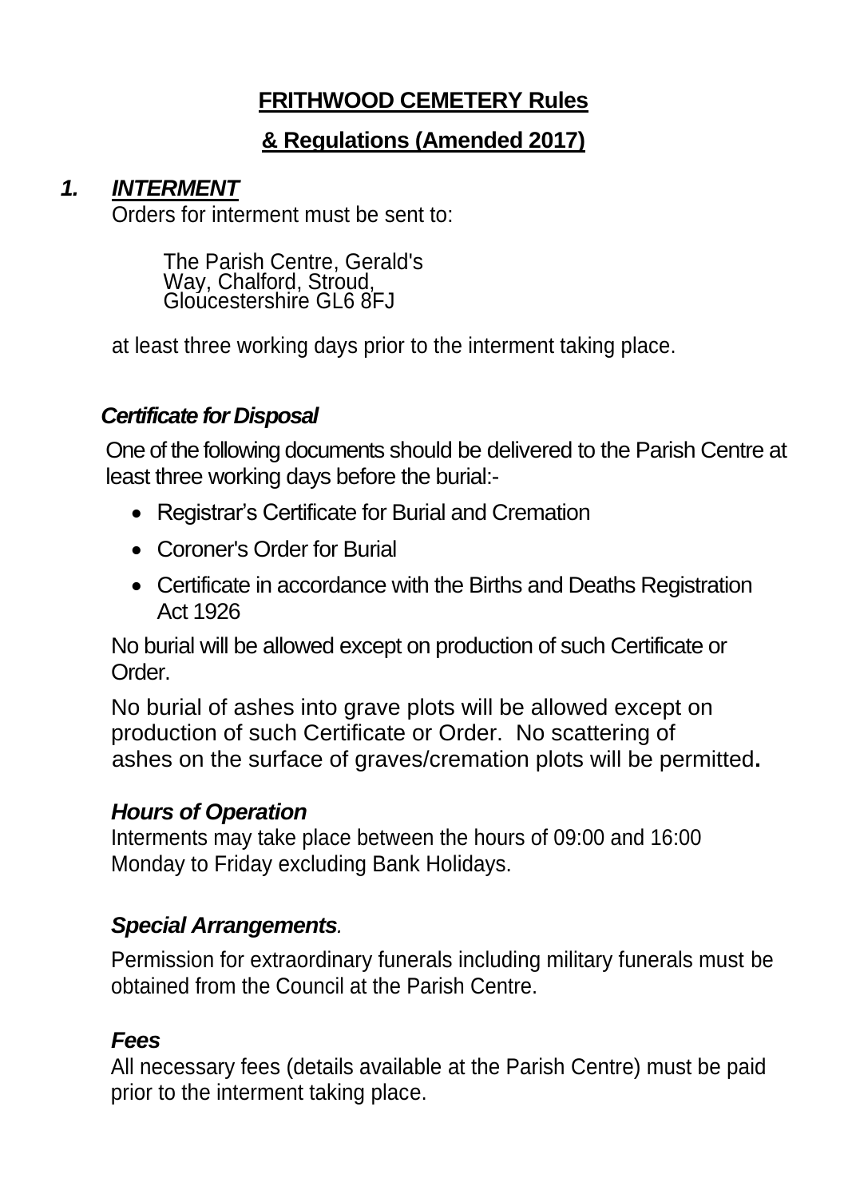# FRITHWOOD CEMETERY Rules

# & Regulations (Amended 2017)

## 1. *INTERMENT*

Orders for interment must be sent to:

The Parish Centre, Gerald's Way, Chalford, Stroud, Gloucestershire GL6 8FJ

at least three working days prior to the interment taking place.

### *Certificate for Disposal*

One of the following documents should be delivered to the Parish Centre at least three working days before the burial:-

- Registrar's Certificate for Burial and Cremation
- Coroner's Order for Burial
- Certificate in accordance with the Births and Deaths Registration Act 1926

No burial will be allowed except on production of such Certificate or Order.

No burial of ashes into grave plots will be allowed except on production of such Certificate or Order. No scattering of ashes on the surface of graves/cremation plots will be permitted**.**

### *Hours of Operation*

Interments may take place between the hours of 09:00 and 16:00 Monday to Friday excluding Bank Holidays.

### *Special Arrangements.*

Permission for extraordinary funerals including military funerals must be obtained from the Council at the Parish Centre.

### *Fees*

All necessary fees (details available at the Parish Centre) must be paid prior to the interment taking place.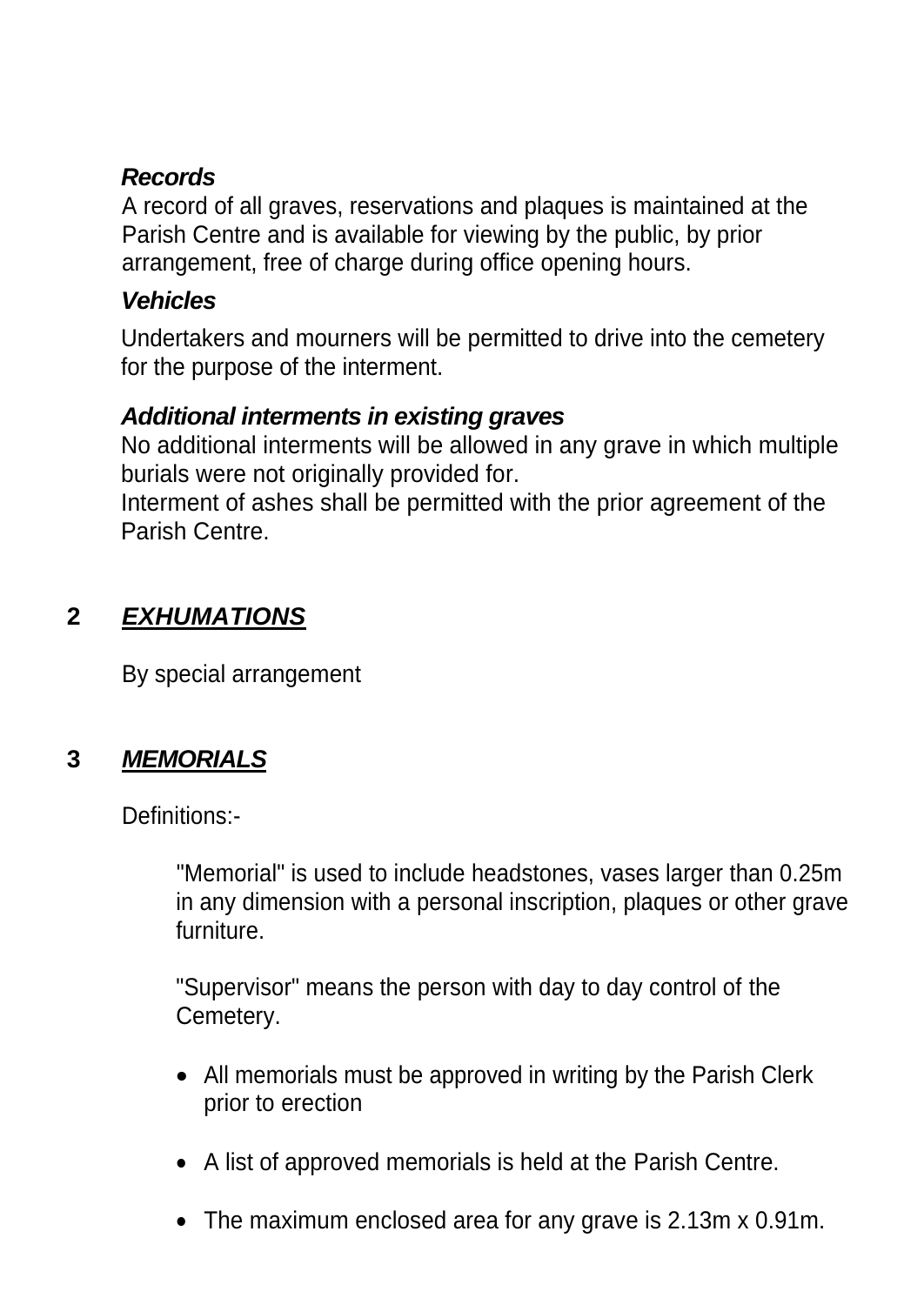***Records***

A record of all graves, reservations and plaques is maintained at the Parish Centre and is available for viewing by the public, by prior arrangement, free of charge during office opening hours.

***Vehicles***

Undertakers and mourners will be permitted to drive into the cemetery for the purpose of the interment.

***Additional interments in existing graves***

No additional interments will be allowed in any grave in which multiple burials were not originally provided for.

Interment of ashes shall be permitted with the prior agreement of the Parish Centre.

## 2 ***EXHUMATIONS***

By special arrangement

## 3 ***MEMORIALS***

Definitions:-

"Memorial" is used to include headstones, vases larger than 0.25m in any dimension with a personal inscription, plaques or other grave furniture.

"Supervisor" means the person with day to day control of the Cemetery.

- All memorials must be approved in writing by the Parish Clerk prior to erection
- A list of approved memorials is held at the Parish Centre.
- The maximum enclosed area for any grave is 2.13m x 0.91m.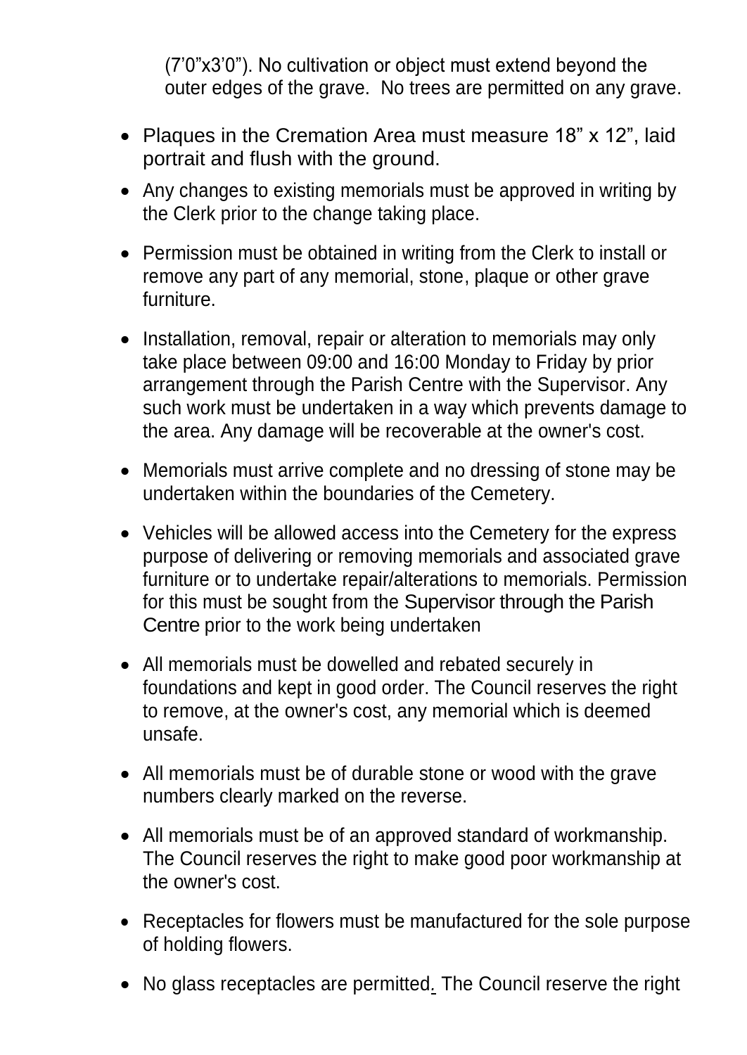(7'0"x3'0"). No cultivation or object must extend beyond the outer edges of the grave. No trees are permitted on any grave.

- Plaques in the Cremation Area must measure 18" x 12", laid portrait and flush with the ground.
- Any changes to existing memorials must be approved in writing by the Clerk prior to the change taking place.
- Permission must be obtained in writing from the Clerk to install or remove any part of any memorial, stone, plaque or other grave furniture.
- Installation, removal, repair or alteration to memorials may only take place between 09:00 and 16:00 Monday to Friday by prior arrangement through the Parish Centre with the Supervisor. Any such work must be undertaken in a way which prevents damage to the area. Any damage will be recoverable at the owner's cost.
- Memorials must arrive complete and no dressing of stone may be undertaken within the boundaries of the Cemetery.
- Vehicles will be allowed access into the Cemetery for the express purpose of delivering or removing memorials and associated grave furniture or to undertake repair/alterations to memorials. Permission for this must be sought from the Supervisor through the Parish Centre prior to the work being undertaken
- All memorials must be dowelled and rebated securely in foundations and kept in good order. The Council reserves the right to remove, at the owner's cost, any memorial which is deemed unsafe.
- All memorials must be of durable stone or wood with the grave numbers clearly marked on the reverse.
- All memorials must be of an approved standard of workmanship. The Council reserves the right to make good poor workmanship at the owner's cost.
- Receptacles for flowers must be manufactured for the sole purpose of holding flowers.
- No glass receptacles are permitted. The Council reserve the right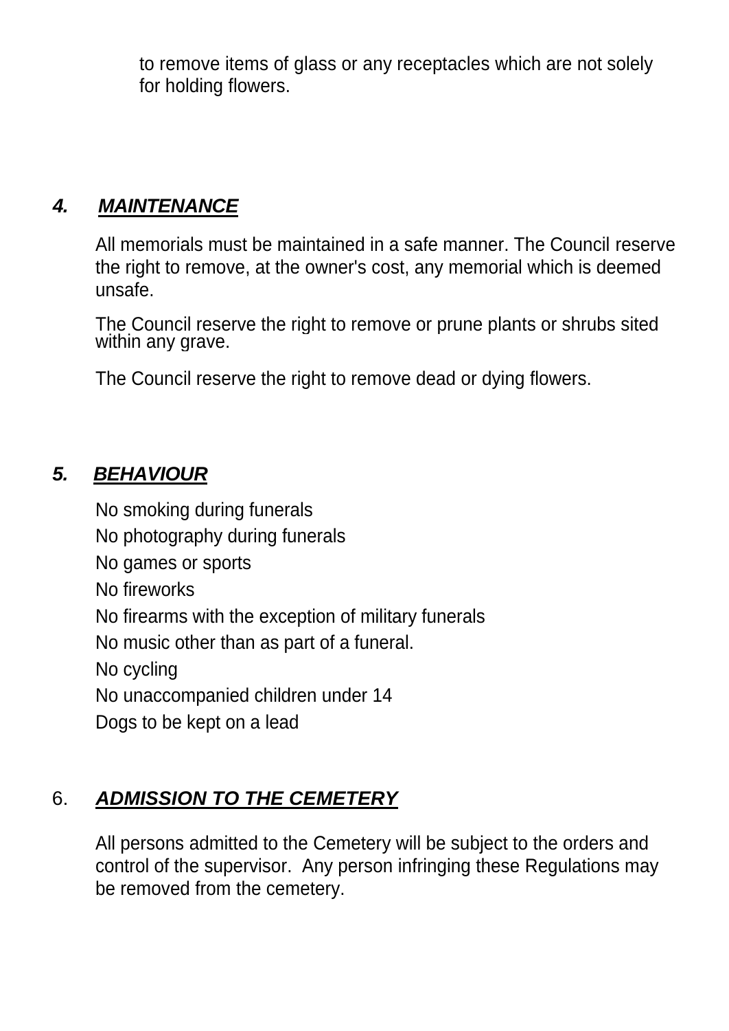to remove items of glass or any receptacles which are not solely for holding flowers.

## ***4. MAINTENANCE***

All memorials must be maintained in a safe manner. The Council reserve the right to remove, at the owner's cost, any memorial which is deemed unsafe.

The Council reserve the right to remove or prune plants or shrubs sited within any grave.

The Council reserve the right to remove dead or dying flowers.

## ***5. BEHAVIOUR***

No smoking during funerals

No photography during funerals

No games or sports

No fireworks

No firearms with the exception of military funerals

No music other than as part of a funeral.

No cycling

No unaccompanied children under 14

Dogs to be kept on a lead

## 6. ***ADMISSION TO THE CEMETERY***

All persons admitted to the Cemetery will be subject to the orders and control of the supervisor. Any person infringing these Regulations may be removed from the cemetery.